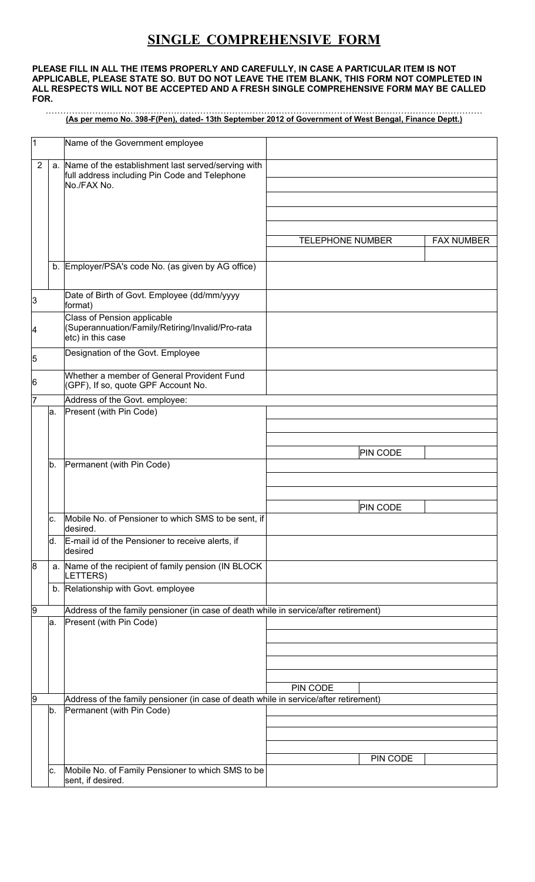# SINGLE COMPREHENSIVE FORM

**PLEASE FILL IN ALL THE ITEMS PROPERLY AND CAREFULLY, IN CASE A PARTICULAR ITEM IS NOT APPLICABLE, PLEASE STATE SO. BUT DO NOT LEAVE THE ITEM BLANK, THIS FORM NOT COMPLETED IN ALL RESPECTS WILL NOT BE ACCEPTED AND A FRESH SINGLE COMPREHENSIVE FORM MAY BE CALLED FOR.**

**(As per memo No. 398-F(Pen), dated- 13th September 2012 of Government of West Bengal, Finance Deptt.)**

| | | | | | |
|---|---|---|---|---|---|
| 1 | | Name of the Government employee | | | |
| 2 | a. | Name of the establishment last served/serving with full address including Pin Code and Telephone No./FAX No. | | | |
| | | | TELEPHONE NUMBER | | FAX NUMBER |
| | b. | Employer/PSA's code No. (as given by AG office) | | | |
| 3 | | Date of Birth of Govt. Employee (dd/mm/yyyy format) | | | |
| 4 | | Class of Pension applicable (Superannuation/Family/Retiring/Invalid/Pro-rata etc) in this case | | | |
| 5 | | Designation of the Govt. Employee | | | |
| 6 | | Whether a member of General Provident Fund (GPF), If so, quote GPF Account No. | | | |
| 7 | | Address of the Govt. employee: | | | |
| | a. | Present (with Pin Code) | | | |
| | | | | PIN CODE | |
| | b. | Permanent (with Pin Code) | | | |
| | | | | PIN CODE | |
| | c. | Mobile No. of Pensioner to which SMS to be sent, if desired. | | | |
| | d. | E-mail id of the Pensioner to receive alerts, if desired | | | |
| 8 | a. | Name of the recipient of family pension (IN BLOCK LETTERS) | | | |
| | b. | Relationship with Govt. employee | | | |
| 9 | | Address of the family pensioner (in case of death while in service/after retirement) | | | |
| | a. | Present (with Pin Code) | | | |
| | | | PIN CODE | | |
| 9 | | Address of the family pensioner (in case of death while in service/after retirement) | | | |
| | b. | Permanent (with Pin Code) | | | |
| | | | | PIN CODE | |
| | c. | Mobile No. of Family Pensioner to which SMS to be sent, if desired. | | | |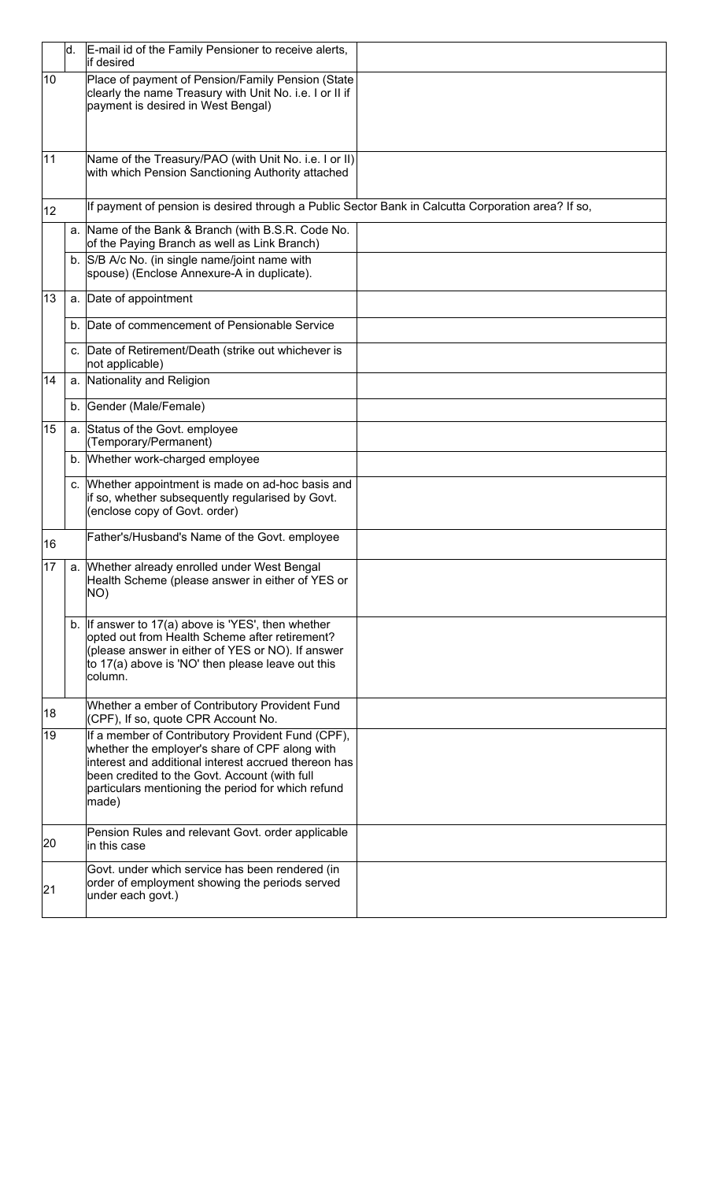| | | | |
|---|---|---|---|
| | d. | E-mail id of the Family Pensioner to receive alerts, if desired | |
| 10 | | Place of payment of Pension/Family Pension (State clearly the name Treasury with Unit No. i.e. I or II if payment is desired in West Bengal) | |
| 11 | | Name of the Treasury/PAO (with Unit No. i.e. I or II) with which Pension Sanctioning Authority attached | |
| 12 | | If payment of pension is desired through a Public Sector Bank in Calcutta Corporation area? If so, | |
| | a. | Name of the Bank & Branch (with B.S.R. Code No. of the Paying Branch as well as Link Branch) | |
| | b. | S/B A/c No. (in single name/joint name with spouse) (Enclose Annexure-A in duplicate). | |
| 13 | a. | Date of appointment | |
| | b. | Date of commencement of Pensionable Service | |
| | c. | Date of Retirement/Death (strike out whichever is not applicable) | |
| 14 | a. | Nationality and Religion | |
| | b. | Gender (Male/Female) | |
| 15 | a. | Status of the Govt. employee (Temporary/Permanent) | |
| | b. | Whether work-charged employee | |
| | c. | Whether appointment is made on ad-hoc basis and if so, whether subsequently regularised by Govt. (enclose copy of Govt. order) | |
| 16 | | Father's/Husband's Name of the Govt. employee | |
| 17 | a. | Whether already enrolled under West Bengal Health Scheme (please answer in either of YES or NO) | |
| | b. | If answer to 17(a) above is 'YES', then whether opted out from Health Scheme after retirement? (please answer in either of YES or NO). If answer to 17(a) above is 'NO' then please leave out this column. | |
| 18 | | Whether a ember of Contributory Provident Fund (CPF), If so, quote CPR Account No. | |
| 19 | | If a member of Contributory Provident Fund (CPF), whether the employer's share of CPF along with interest and additional interest accrued thereon has been credited to the Govt. Account (with full particulars mentioning the period for which refund made) | |
| 20 | | Pension Rules and relevant Govt. order applicable in this case | |
| 21 | | Govt. under which service has been rendered (in order of employment showing the periods served under each govt.) | |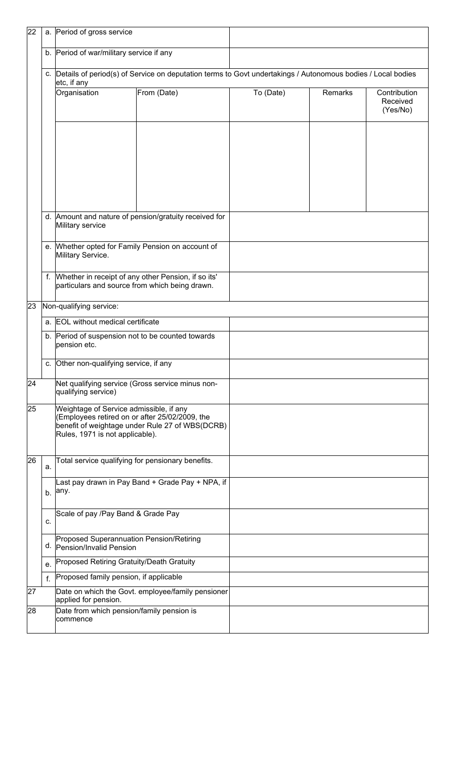| No. | | Particulars | | | | |
|---|---|---|---|---|---|---|
| 22 | a. | Period of gross service | | | | |
| | b. | Period of war/military service if any | | | | |
| | c. | Details of period(s) of Service on deputation terms to Govt undertakings / Autonomous bodies / Local bodies etc, if any | | | | |
| | | Organisation | From (Date) | To (Date) | Remarks | Contribution Received (Yes/No) |
| | | | | | | |
| | d. | Amount and nature of pension/gratuity received for Military service | | | | |
| | e. | Whether opted for Family Pension on account of Military Service. | | | | |
| | f. | Whether in receipt of any other Pension, if so its' particulars and source from which being drawn. | | | | |
| 23 | | Non-qualifying service: | | | | |
| | a. | EOL without medical certificate | | | | |
| | b. | Period of suspension not to be counted towards pension etc. | | | | |
| | c. | Other non-qualifying service, if any | | | | |
| 24 | | Net qualifying service (Gross service minus non-qualifying service) | | | | |
| 25 | | Weightage of Service admissible, if any (Employees retired on or after 25/02/2009, the benefit of weightage under Rule 27 of WBS(DCRB) Rules, 1971 is not applicable). | | | | |
| 26 | a. | Total service qualifying for pensionary benefits. | | | | |
| | b. | Last pay drawn in Pay Band + Grade Pay + NPA, if any. | | | | |
| | c. | Scale of pay /Pay Band & Grade Pay | | | | |
| | d. | Proposed Superannuation Pension/Retiring Pension/Invalid Pension | | | | |
| | e. | Proposed Retiring Gratuity/Death Gratuity | | | | |
| | f. | Proposed family pension, if applicable | | | | |
| 27 | | Date on which the Govt. employee/family pensioner applied for pension. | | | | |
| 28 | | Date from which pension/family pension is commence | | | | |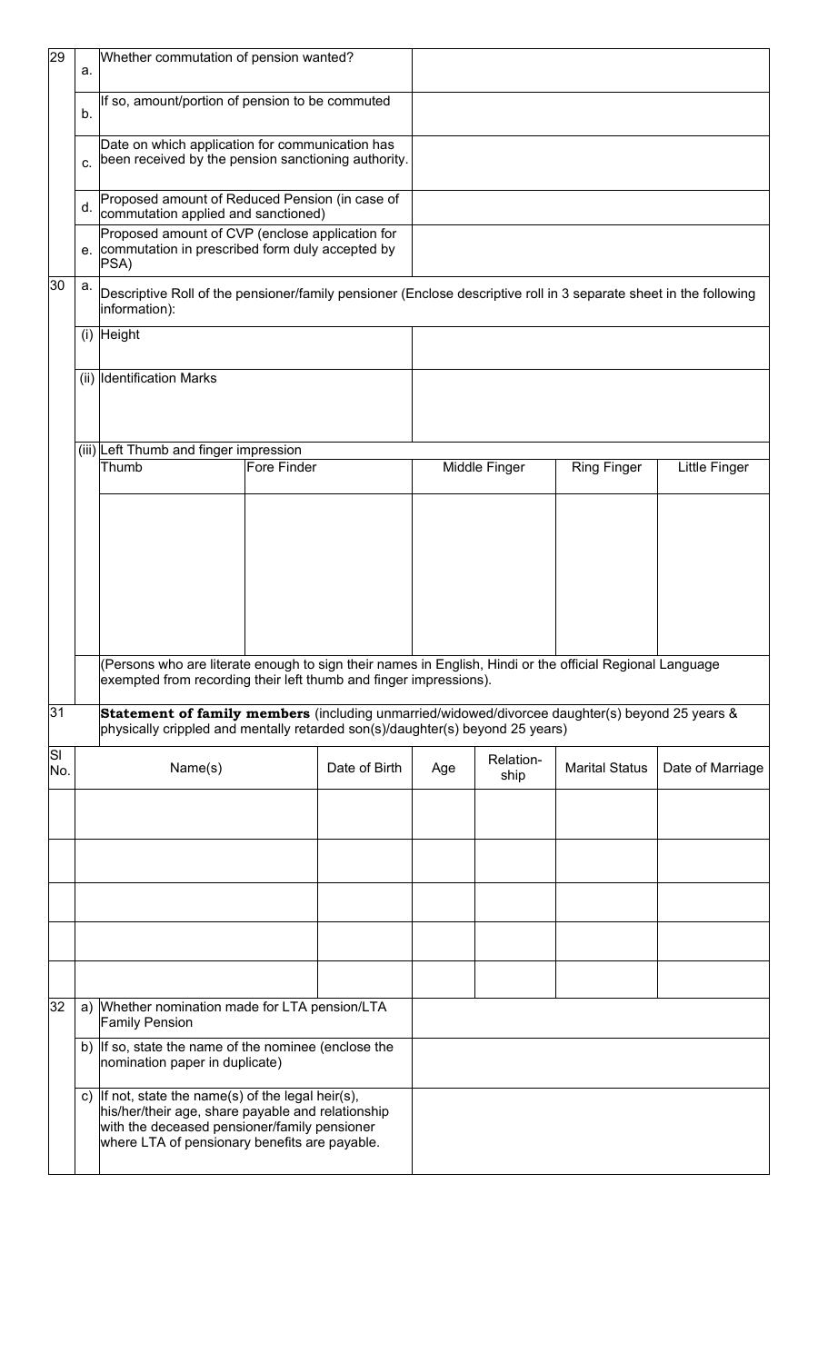| | | | |
|---|---|---|---|
| 29 | a. | Whether commutation of pension wanted? | |
| | b. | If so, amount/portion of pension to be commuted | |
| | c. | Date on which application for communication has been received by the pension sanctioning authority. | |
| | d. | Proposed amount of Reduced Pension (in case of commutation applied and sanctioned) | |
| | e. | Proposed amount of CVP (enclose application for commutation in prescribed form duly accepted by PSA) | |
| 30 | a. | Descriptive Roll of the pensioner/family pensioner (Enclose descriptive roll in 3 separate sheet in the following information): | |
| | (i) | Height | |
| | (ii) | Identification Marks | |
| | (iii) | Left Thumb and finger impression | |

| Thumb | Fore Finder | Middle Finger | Ring Finger | Little Finger |
|---|---|---|---|---|
| | | | | |

(Persons who are literate enough to sign their names in English, Hindi or the official Regional Language exempted from recording their left thumb and finger impressions).

31 **Statement of family members** (including unmarried/widowed/divorcee daughter(s) beyond 25 years & physically crippled and mentally retarded son(s)/daughter(s) beyond 25 years)

| Sl No. | Name(s) | Date of Birth | Age | Relation-ship | Marital Status | Date of Marriage |
|---|---|---|---|---|---|---|
| | | | | | | |
| | | | | | | |
| | | | | | | |
| | | | | | | |
| | | | | | | |

| | | | |
|---|---|---|---|
| 32 | a) | Whether nomination made for LTA pension/LTA Family Pension | |
| | b) | If so, state the name of the nominee (enclose the nomination paper in duplicate) | |
| | c) | If not, state the name(s) of the legal heir(s), his/her/their age, share payable and relationship with the deceased pensioner/family pensioner where LTA of pensionary benefits are payable. | |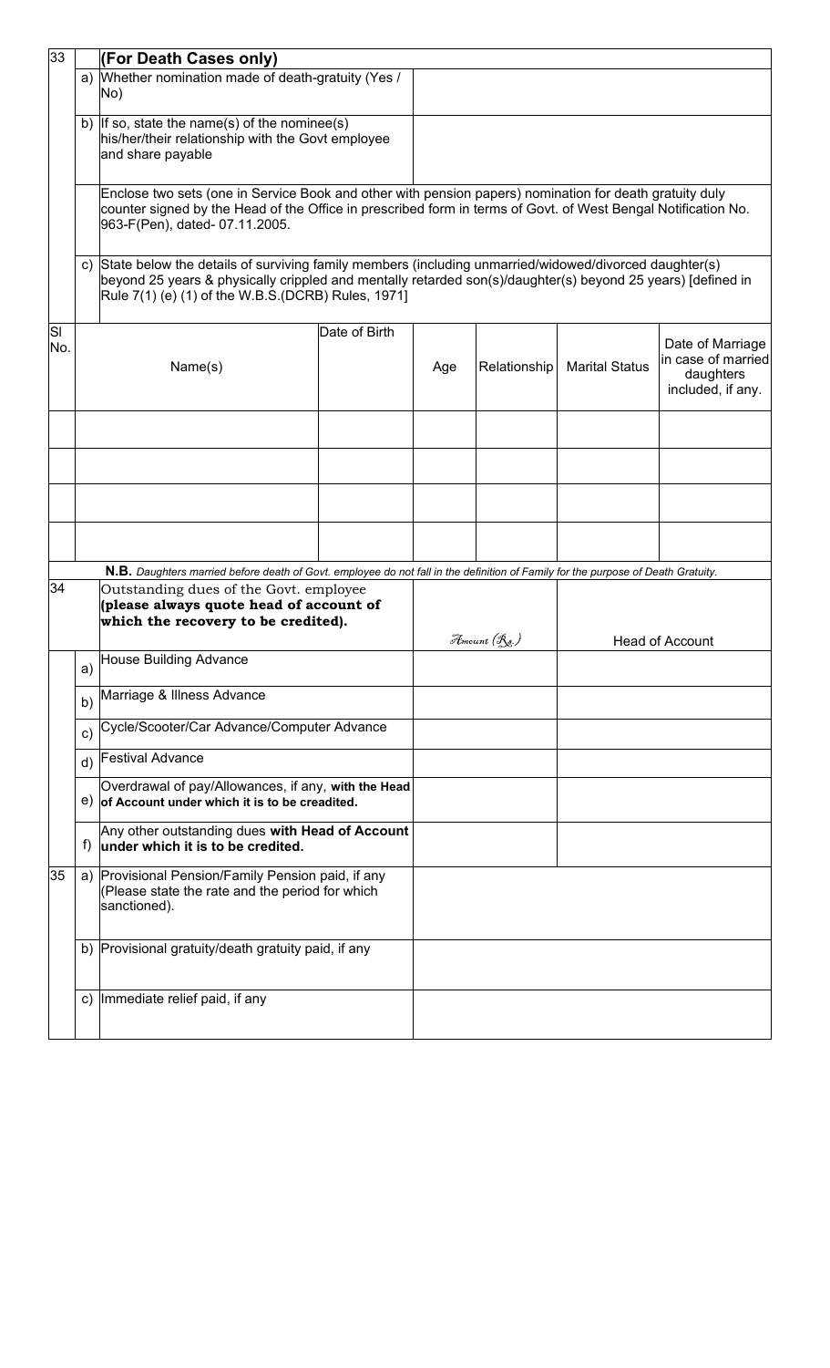| 33 | | **(For Death Cases only)** | |
|---|---|---|---|
| | a) | Whether nomination made of death-gratuity (Yes / No) | |
| | b) | If so, state the name(s) of the nominee(s) his/her/their relationship with the Govt employee and share payable | |
| | | Enclose two sets (one in Service Book and other with pension papers) nomination for death gratuity duly counter signed by the Head of the Office in prescribed form in terms of Govt. of West Bengal Notification No. 963-F(Pen), dated- 07.11.2005. | |
| | c) | State below the details of surviving family members (including unmarried/widowed/divorced daughter(s) beyond 25 years & physically crippled and mentally retarded son(s)/daughter(s) beyond 25 years) [defined in Rule 7(1) (e) (1) of the W.B.S.(DCRB) Rules, 1971] | |

| Sl No. | Name(s) | Date of Birth | Age | Relationship | Marital Status | Date of Marriage in case of married daughters included, if any. |
|---|---|---|---|---|---|---|
| | | | | | | |
| | | | | | | |
| | | | | | | |
| | | | | | | |

**N.B.** *Daughters married before death of Govt. employee do not fall in the definition of Family for the purpose of Death Gratuity.*

| 34 | | Outstanding dues of the Govt. employee **(please always quote head of account of which the recovery to be credited).** | *Amount (Rs.)* | Head of Account |
|---|---|---|---|---|
| | a) | House Building Advance | | |
| | b) | Marriage & Illness Advance | | |
| | c) | Cycle/Scooter/Car Advance/Computer Advance | | |
| | d) | Festival Advance | | |
| | e) | Overdrawal of pay/Allowances, if any, **with the Head of Account under which it is to be creadited.** | | |
| | f) | Any other outstanding dues **with Head of Account under which it is to be credited.** | | |

| 35 | a) | Provisional Pension/Family Pension paid, if any (Please state the rate and the period for which sanctioned). | |
|---|---|---|---|
| | b) | Provisional gratuity/death gratuity paid, if any | |
| | c) | Immediate relief paid, if any | |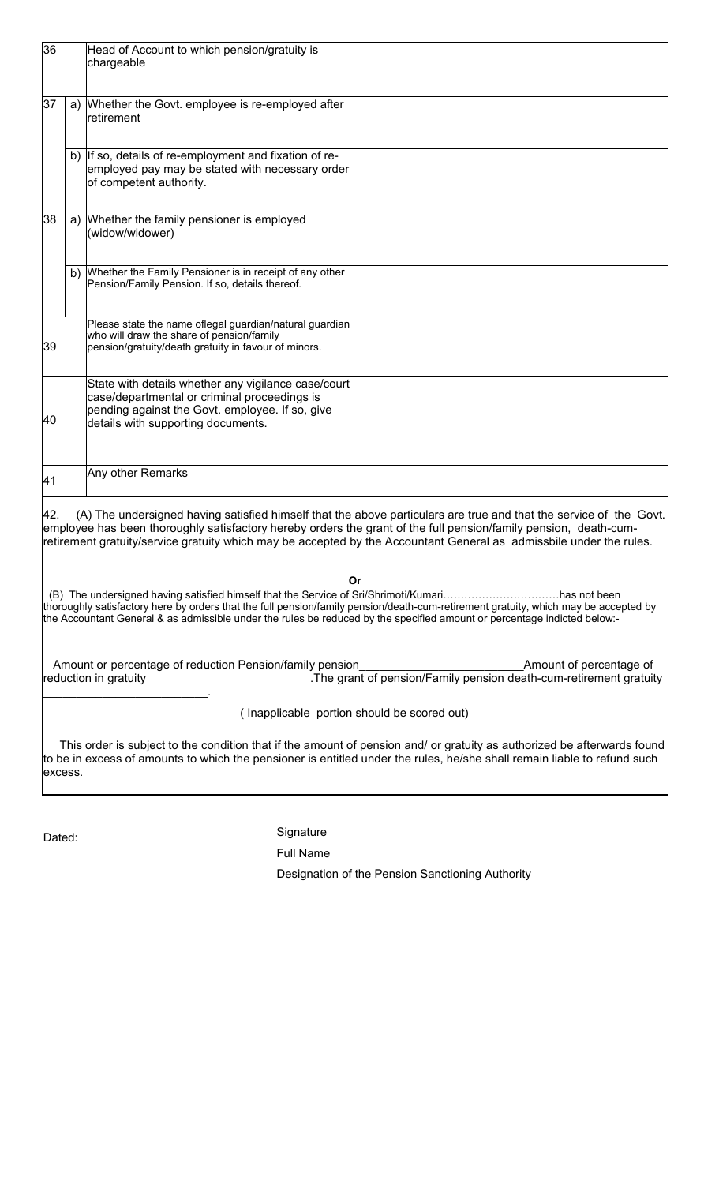| | | | |
|---|---|---|---|
| 36 | | Head of Account to which pension/gratuity is chargeable | |
| 37 | a) | Whether the Govt. employee is re-employed after retirement | |
| | b) | If so, details of re-employment and fixation of re-employed pay may be stated with necessary order of competent authority. | |
| 38 | a) | Whether the family pensioner is employed (widow/widower) | |
| | b) | Whether the Family Pensioner is in receipt of any other Pension/Family Pension. If so, details thereof. | |
| 39 | | Please state the name oflegal guardian/natural guardian who will draw the share of pension/family pension/gratuity/death gratuity in favour of minors. | |
| 40 | | State with details whether any vigilance case/court case/departmental or criminal proceedings is pending against the Govt. employee. If so, give details with supporting documents. | |
| 41 | | Any other Remarks | |

42. (A) The undersigned having satisfied himself that the above particulars are true and that the service of the Govt. employee has been thoroughly satisfactory hereby orders the grant of the full pension/family pension, death-cum-retirement gratuity/service gratuity which may be accepted by the Accountant General as admissbile under the rules.

**Or**

(B) The undersigned having satisfied himself that the Service of Sri/Shrimoti/Kumari……………………………has not been thoroughly satisfactory here by orders that the full pension/family pension/death-cum-retirement gratuity, which may be accepted by the Accountant General & as admissible under the rules be reduced by the specified amount or percentage indicted below:-

Amount or percentage of reduction Pension/family pension________________________Amount of percentage of reduction in gratuity________________________.The grant of pension/Family pension death-cum-retirement gratuity ________________________.

( Inapplicable portion should be scored out)

This order is subject to the condition that if the amount of pension and/ or gratuity as authorized be afterwards found to be in excess of amounts to which the pensioner is entitled under the rules, he/she shall remain liable to refund such excess.

Dated:

Signature

Full Name

Designation of the Pension Sanctioning Authority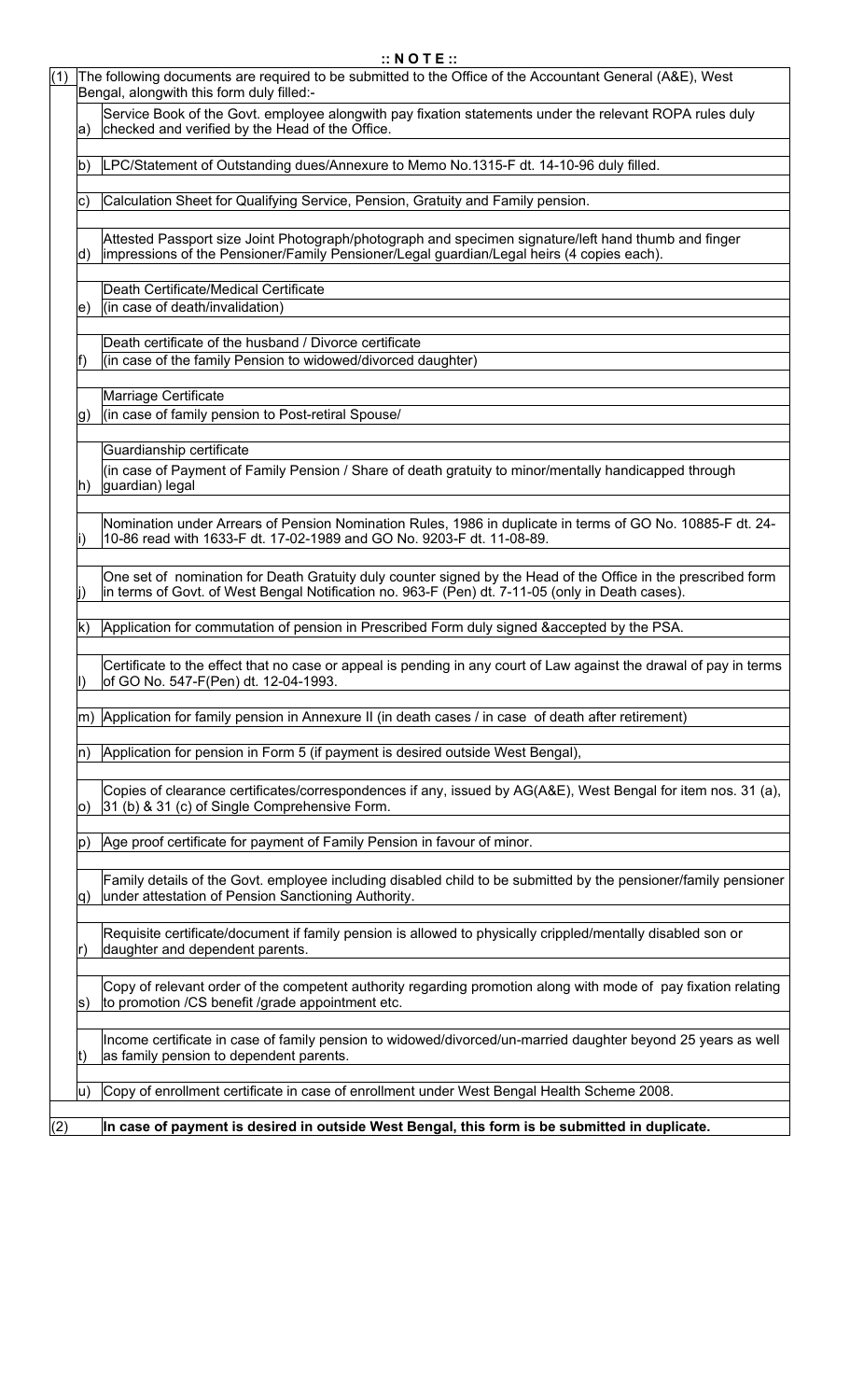## :: N O T E ::

(1) The following documents are required to be submitted to the Office of the Accountant General (A&E), West Bengal, alongwith this form duly filled:-

a) Service Book of the Govt. employee alongwith pay fixation statements under the relevant ROPA rules duly checked and verified by the Head of the Office.

b) LPC/Statement of Outstanding dues/Annexure to Memo No.1315-F dt. 14-10-96 duly filled.

c) Calculation Sheet for Qualifying Service, Pension, Gratuity and Family pension.

d) Attested Passport size Joint Photograph/photograph and specimen signature/left hand thumb and finger impressions of the Pensioner/Family Pensioner/Legal guardian/Legal heirs (4 copies each).

e) Death Certificate/Medical Certificate (in case of death/invalidation)

f) Death certificate of the husband / Divorce certificate (in case of the family Pension to widowed/divorced daughter)

g) Marriage Certificate (in case of family pension to Post-retiral Spouse/

h) Guardianship certificate (in case of Payment of Family Pension / Share of death gratuity to minor/mentally handicapped through guardian) legal

i) Nomination under Arrears of Pension Nomination Rules, 1986 in duplicate in terms of GO No. 10885-F dt. 24-10-86 read with 1633-F dt. 17-02-1989 and GO No. 9203-F dt. 11-08-89.

j) One set of nomination for Death Gratuity duly counter signed by the Head of the Office in the prescribed form in terms of Govt. of West Bengal Notification no. 963-F (Pen) dt. 7-11-05 (only in Death cases).

k) Application for commutation of pension in Prescribed Form duly signed &accepted by the PSA.

l) Certificate to the effect that no case or appeal is pending in any court of Law against the drawal of pay in terms of GO No. 547-F(Pen) dt. 12-04-1993.

m) Application for family pension in Annexure II (in death cases / in case of death after retirement)

n) Application for pension in Form 5 (if payment is desired outside West Bengal),

o) Copies of clearance certificates/correspondences if any, issued by AG(A&E), West Bengal for item nos. 31 (a), 31 (b) & 31 (c) of Single Comprehensive Form.

p) Age proof certificate for payment of Family Pension in favour of minor.

q) Family details of the Govt. employee including disabled child to be submitted by the pensioner/family pensioner under attestation of Pension Sanctioning Authority.

r) Requisite certificate/document if family pension is allowed to physically crippled/mentally disabled son or daughter and dependent parents.

s) Copy of relevant order of the competent authority regarding promotion along with mode of pay fixation relating to promotion /CS benefit /grade appointment etc.

t) Income certificate in case of family pension to widowed/divorced/un-married daughter beyond 25 years as well as family pension to dependent parents.

u) Copy of enrollment certificate in case of enrollment under West Bengal Health Scheme 2008.

(2) **In case of payment is desired in outside West Bengal, this form is be submitted in duplicate.**